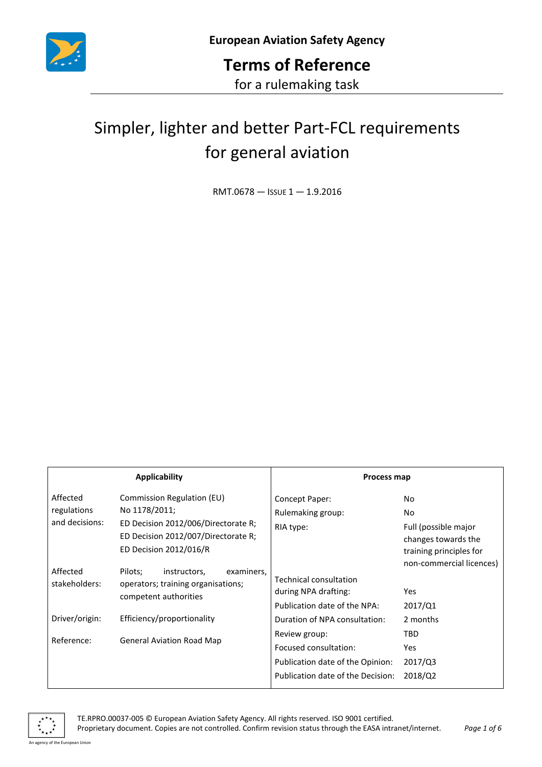**European Aviation Safety Agency**

# Terms of Reference

for a rulemaking task

## Simpler, lighter and better Part-FCL requirements for general aviation

RMT.0678 — Issue 1 — 1.9.2016

| Applicability | | Process map | |
|---|---|---|---|
| Affected regulations and decisions: | Commission Regulation (EU) No 1178/2011; ED Decision 2012/006/Directorate R; ED Decision 2012/007/Directorate R; ED Decision 2012/016/R | Concept Paper: | No |
| | | Rulemaking group: | No |
| | | RIA type: | Full (possible major changes towards the training principles for non-commercial licences) |
| Affected stakeholders: | Pilots; instructors, examiners, operators; training organisations; competent authorities | Technical consultation during NPA drafting: | Yes |
| | | Publication date of the NPA: | 2017/Q1 |
| Driver/origin: | Efficiency/proportionality | Duration of NPA consultation: | 2 months |
| Reference: | General Aviation Road Map | Review group: | TBD |
| | | Focused consultation: | Yes |
| | | Publication date of the Opinion: | 2017/Q3 |
| | | Publication date of the Decision: | 2018/Q2 |

TE.RPRO.00037-005 © European Aviation Safety Agency. All rights reserved. ISO 9001 certified.
Proprietary document. Copies are not controlled. Confirm revision status through the EASA intranet/internet.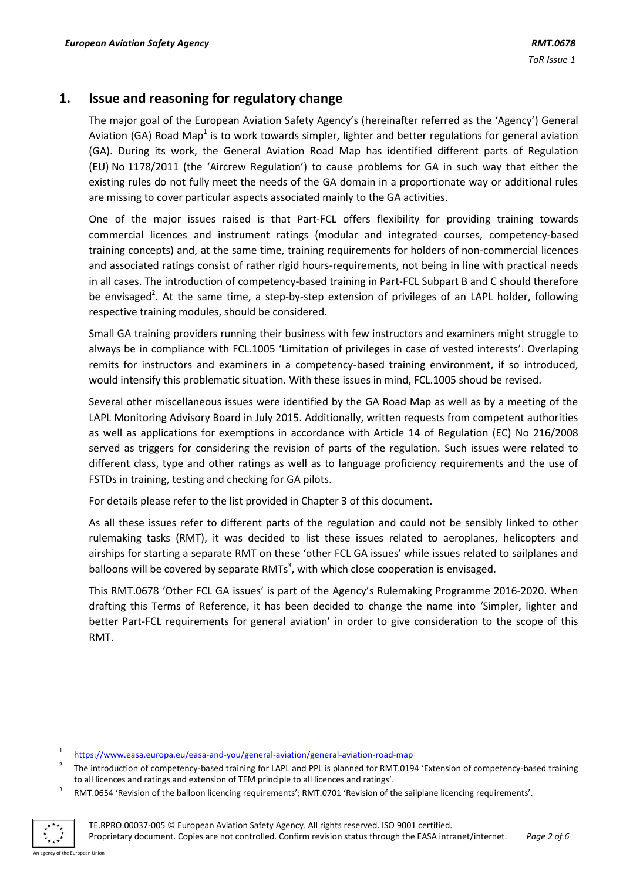## 1. Issue and reasoning for regulatory change

The major goal of the European Aviation Safety Agency's (hereinafter referred as the 'Agency') General Aviation (GA) Road Map[1] is to work towards simpler, lighter and better regulations for general aviation (GA). During its work, the General Aviation Road Map has identified different parts of Regulation (EU) No 1178/2011 (the 'Aircrew Regulation') to cause problems for GA in such way that either the existing rules do not fully meet the needs of the GA domain in a proportionate way or additional rules are missing to cover particular aspects associated mainly to the GA activities.

One of the major issues raised is that Part-FCL offers flexibility for providing training towards commercial licences and instrument ratings (modular and integrated courses, competency-based training concepts) and, at the same time, training requirements for holders of non-commercial licences and associated ratings consist of rather rigid hours-requirements, not being in line with practical needs in all cases. The introduction of competency-based training in Part-FCL Subpart B and C should therefore be envisaged[2]. At the same time, a step-by-step extension of privileges of an LAPL holder, following respective training modules, should be considered.

Small GA training providers running their business with few instructors and examiners might struggle to always be in compliance with FCL.1005 'Limitation of privileges in case of vested interests'. Overlaping remits for instructors and examiners in a competency-based training environment, if so introduced, would intensify this problematic situation. With these issues in mind, FCL.1005 shoud be revised.

Several other miscellaneous issues were identified by the GA Road Map as well as by a meeting of the LAPL Monitoring Advisory Board in July 2015. Additionally, written requests from competent authorities as well as applications for exemptions in accordance with Article 14 of Regulation (EC) No 216/2008 served as triggers for considering the revision of parts of the regulation. Such issues were related to different class, type and other ratings as well as to language proficiency requirements and the use of FSTDs in training, testing and checking for GA pilots.

For details please refer to the list provided in Chapter 3 of this document.

As all these issues refer to different parts of the regulation and could not be sensibly linked to other rulemaking tasks (RMT), it was decided to list these issues related to aeroplanes, helicopters and airships for starting a separate RMT on these 'other FCL GA issues' while issues related to sailplanes and balloons will be covered by separate RMTs[3], with which close cooperation is envisaged.

This RMT.0678 'Other FCL GA issues' is part of the Agency's Rulemaking Programme 2016-2020. When drafting this Terms of Reference, it has been decided to change the name into 'Simpler, lighter and better Part-FCL requirements for general aviation' in order to give consideration to the scope of this RMT.

---

[1] https://www.easa.europa.eu/easa-and-you/general-aviation/general-aviation-road-map

[2] The introduction of competency-based training for LAPL and PPL is planned for RMT.0194 'Extension of competency-based training to all licences and ratings and extension of TEM principle to all licences and ratings'.

[3] RMT.0654 'Revision of the balloon licencing requirements'; RMT.0701 'Revision of the sailplane licencing requirements'.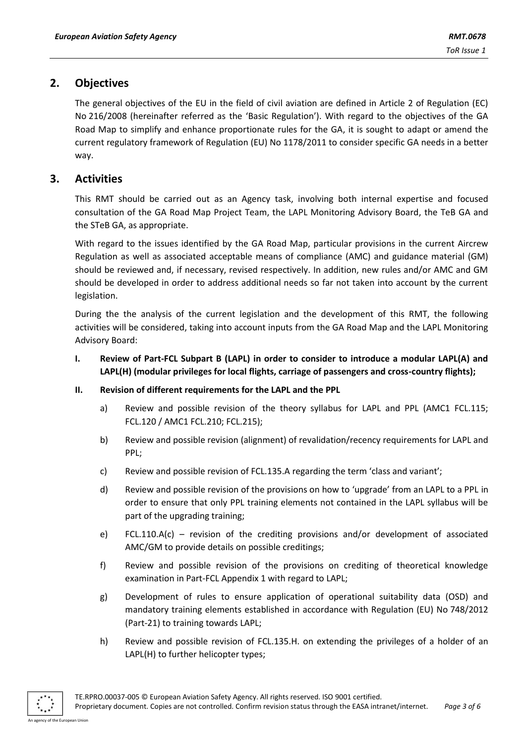## 2. Objectives

The general objectives of the EU in the field of civil aviation are defined in Article 2 of Regulation (EC) No 216/2008 (hereinafter referred as the 'Basic Regulation'). With regard to the objectives of the GA Road Map to simplify and enhance proportionate rules for the GA, it is sought to adapt or amend the current regulatory framework of Regulation (EU) No 1178/2011 to consider specific GA needs in a better way.

## 3. Activities

This RMT should be carried out as an Agency task, involving both internal expertise and focused consultation of the GA Road Map Project Team, the LAPL Monitoring Advisory Board, the TeB GA and the STeB GA, as appropriate.

With regard to the issues identified by the GA Road Map, particular provisions in the current Aircrew Regulation as well as associated acceptable means of compliance (AMC) and guidance material (GM) should be reviewed and, if necessary, revised respectively. In addition, new rules and/or AMC and GM should be developed in order to address additional needs so far not taken into account by the current legislation.

During the the analysis of the current legislation and the development of this RMT, the following activities will be considered, taking into account inputs from the GA Road Map and the LAPL Monitoring Advisory Board:

**I. Review of Part-FCL Subpart B (LAPL) in order to consider to introduce a modular LAPL(A) and LAPL(H) (modular privileges for local flights, carriage of passengers and cross-country flights);**

**II. Revision of different requirements for the LAPL and the PPL**

a) Review and possible revision of the theory syllabus for LAPL and PPL (AMC1 FCL.115; FCL.120 / AMC1 FCL.210; FCL.215);

b) Review and possible revision (alignment) of revalidation/recency requirements for LAPL and PPL;

c) Review and possible revision of FCL.135.A regarding the term 'class and variant';

d) Review and possible revision of the provisions on how to 'upgrade' from an LAPL to a PPL in order to ensure that only PPL training elements not contained in the LAPL syllabus will be part of the upgrading training;

e) FCL.110.A(c) – revision of the crediting provisions and/or development of associated AMC/GM to provide details on possible creditings;

f) Review and possible revision of the provisions on crediting of theoretical knowledge examination in Part-FCL Appendix 1 with regard to LAPL;

g) Development of rules to ensure application of operational suitability data (OSD) and mandatory training elements established in accordance with Regulation (EU) No 748/2012 (Part-21) to training towards LAPL;

h) Review and possible revision of FCL.135.H. on extending the privileges of a holder of an LAPL(H) to further helicopter types;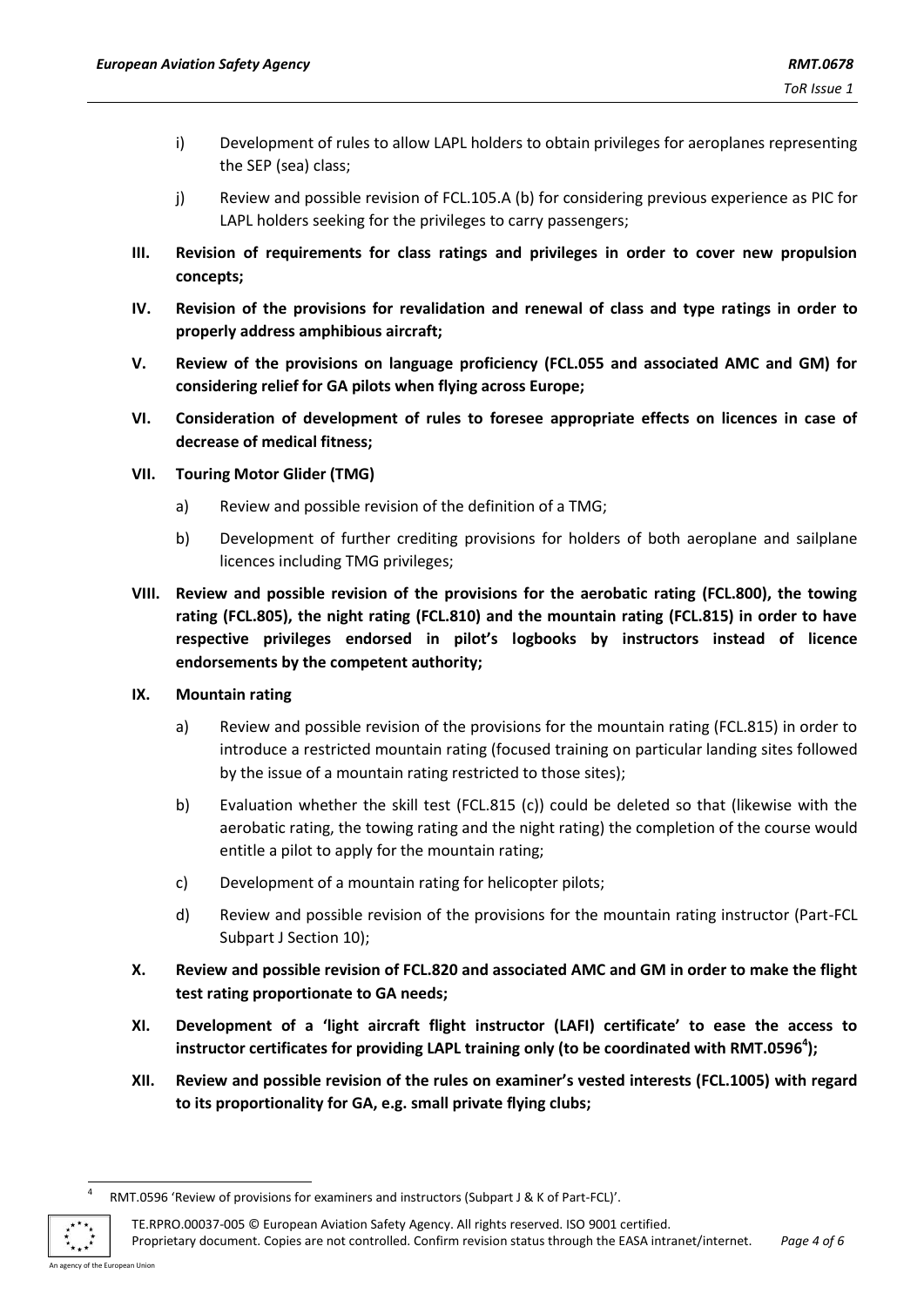i) Development of rules to allow LAPL holders to obtain privileges for aeroplanes representing the SEP (sea) class;

j) Review and possible revision of FCL.105.A (b) for considering previous experience as PIC for LAPL holders seeking for the privileges to carry passengers;

**III. Revision of requirements for class ratings and privileges in order to cover new propulsion concepts;**

**IV. Revision of the provisions for revalidation and renewal of class and type ratings in order to properly address amphibious aircraft;**

**V. Review of the provisions on language proficiency (FCL.055 and associated AMC and GM) for considering relief for GA pilots when flying across Europe;**

**VI. Consideration of development of rules to foresee appropriate effects on licences in case of decrease of medical fitness;**

**VII. Touring Motor Glider (TMG)**

a) Review and possible revision of the definition of a TMG;

b) Development of further crediting provisions for holders of both aeroplane and sailplane licences including TMG privileges;

**VIII. Review and possible revision of the provisions for the aerobatic rating (FCL.800), the towing rating (FCL.805), the night rating (FCL.810) and the mountain rating (FCL.815) in order to have respective privileges endorsed in pilot's logbooks by instructors instead of licence endorsements by the competent authority;**

**IX. Mountain rating**

a) Review and possible revision of the provisions for the mountain rating (FCL.815) in order to introduce a restricted mountain rating (focused training on particular landing sites followed by the issue of a mountain rating restricted to those sites);

b) Evaluation whether the skill test (FCL.815 (c)) could be deleted so that (likewise with the aerobatic rating, the towing rating and the night rating) the completion of the course would entitle a pilot to apply for the mountain rating;

c) Development of a mountain rating for helicopter pilots;

d) Review and possible revision of the provisions for the mountain rating instructor (Part-FCL Subpart J Section 10);

**X. Review and possible revision of FCL.820 and associated AMC and GM in order to make the flight test rating proportionate to GA needs;**

**XI. Development of a 'light aircraft flight instructor (LAFI) certificate' to ease the access to instructor certificates for providing LAPL training only (to be coordinated with RMT.0596[4]);**

**XII. Review and possible revision of the rules on examiner's vested interests (FCL.1005) with regard to its proportionality for GA, e.g. small private flying clubs;**

[4] RMT.0596 'Review of provisions for examiners and instructors (Subpart J & K of Part-FCL)'.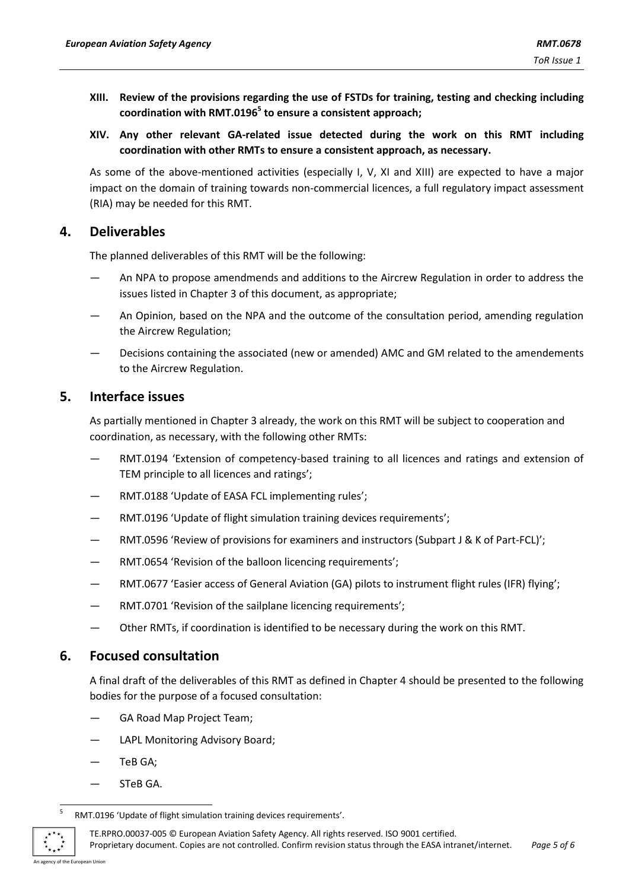**XIII. Review of the provisions regarding the use of FSTDs for training, testing and checking including coordination with RMT.0196[5] to ensure a consistent approach;**

**XIV. Any other relevant GA-related issue detected during the work on this RMT including coordination with other RMTs to ensure a consistent approach, as necessary.**

As some of the above-mentioned activities (especially I, V, XI and XIII) are expected to have a major impact on the domain of training towards non-commercial licences, a full regulatory impact assessment (RIA) may be needed for this RMT.

## 4. Deliverables

The planned deliverables of this RMT will be the following:

— An NPA to propose amendmends and additions to the Aircrew Regulation in order to address the issues listed in Chapter 3 of this document, as appropriate;

— An Opinion, based on the NPA and the outcome of the consultation period, amending regulation the Aircrew Regulation;

— Decisions containing the associated (new or amended) AMC and GM related to the amendements to the Aircrew Regulation.

## 5. Interface issues

As partially mentioned in Chapter 3 already, the work on this RMT will be subject to cooperation and coordination, as necessary, with the following other RMTs:

— RMT.0194 'Extension of competency-based training to all licences and ratings and extension of TEM principle to all licences and ratings';

— RMT.0188 'Update of EASA FCL implementing rules';

— RMT.0196 'Update of flight simulation training devices requirements';

— RMT.0596 'Review of provisions for examiners and instructors (Subpart J & K of Part-FCL)';

— RMT.0654 'Revision of the balloon licencing requirements';

— RMT.0677 'Easier access of General Aviation (GA) pilots to instrument flight rules (IFR) flying';

— RMT.0701 'Revision of the sailplane licencing requirements';

— Other RMTs, if coordination is identified to be necessary during the work on this RMT.

## 6. Focused consultation

A final draft of the deliverables of this RMT as defined in Chapter 4 should be presented to the following bodies for the purpose of a focused consultation:

— GA Road Map Project Team;

— LAPL Monitoring Advisory Board;

— TeB GA;

— STeB GA.

---

[5] RMT.0196 'Update of flight simulation training devices requirements'.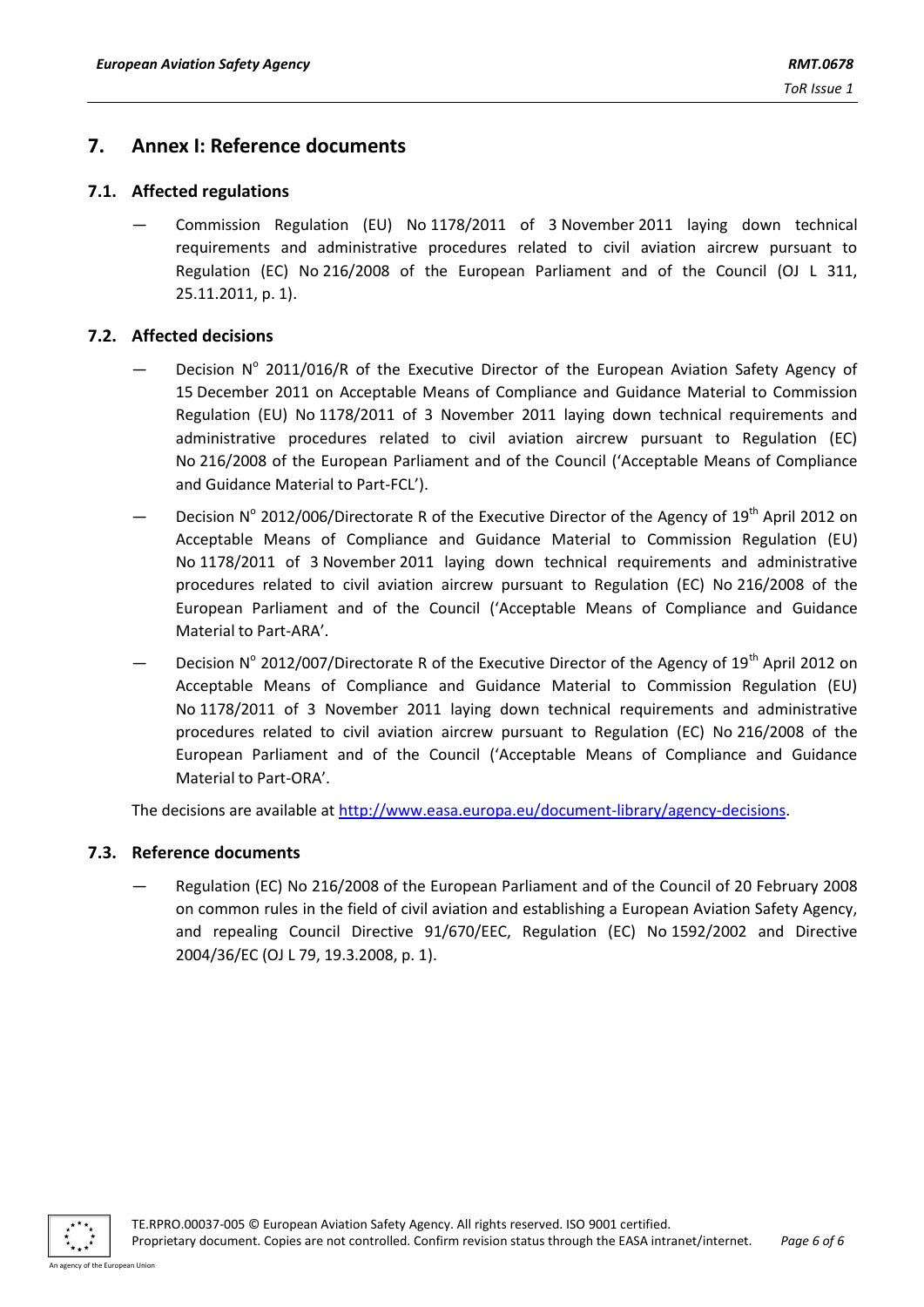## 7. Annex I: Reference documents

### 7.1. Affected regulations

— Commission Regulation (EU) No 1178/2011 of 3 November 2011 laying down technical requirements and administrative procedures related to civil aviation aircrew pursuant to Regulation (EC) No 216/2008 of the European Parliament and of the Council (OJ L 311, 25.11.2011, p. 1).

### 7.2. Affected decisions

— Decision N° 2011/016/R of the Executive Director of the European Aviation Safety Agency of 15 December 2011 on Acceptable Means of Compliance and Guidance Material to Commission Regulation (EU) No 1178/2011 of 3 November 2011 laying down technical requirements and administrative procedures related to civil aviation aircrew pursuant to Regulation (EC) No 216/2008 of the European Parliament and of the Council ('Acceptable Means of Compliance and Guidance Material to Part-FCL').

— Decision N° 2012/006/Directorate R of the Executive Director of the Agency of 19th April 2012 on Acceptable Means of Compliance and Guidance Material to Commission Regulation (EU) No 1178/2011 of 3 November 2011 laying down technical requirements and administrative procedures related to civil aviation aircrew pursuant to Regulation (EC) No 216/2008 of the European Parliament and of the Council ('Acceptable Means of Compliance and Guidance Material to Part-ARA'.

— Decision N° 2012/007/Directorate R of the Executive Director of the Agency of 19th April 2012 on Acceptable Means of Compliance and Guidance Material to Commission Regulation (EU) No 1178/2011 of 3 November 2011 laying down technical requirements and administrative procedures related to civil aviation aircrew pursuant to Regulation (EC) No 216/2008 of the European Parliament and of the Council ('Acceptable Means of Compliance and Guidance Material to Part-ORA'.

The decisions are available at http://www.easa.europa.eu/document-library/agency-decisions.

### 7.3. Reference documents

— Regulation (EC) No 216/2008 of the European Parliament and of the Council of 20 February 2008 on common rules in the field of civil aviation and establishing a European Aviation Safety Agency, and repealing Council Directive 91/670/EEC, Regulation (EC) No 1592/2002 and Directive 2004/36/EC (OJ L 79, 19.3.2008, p. 1).